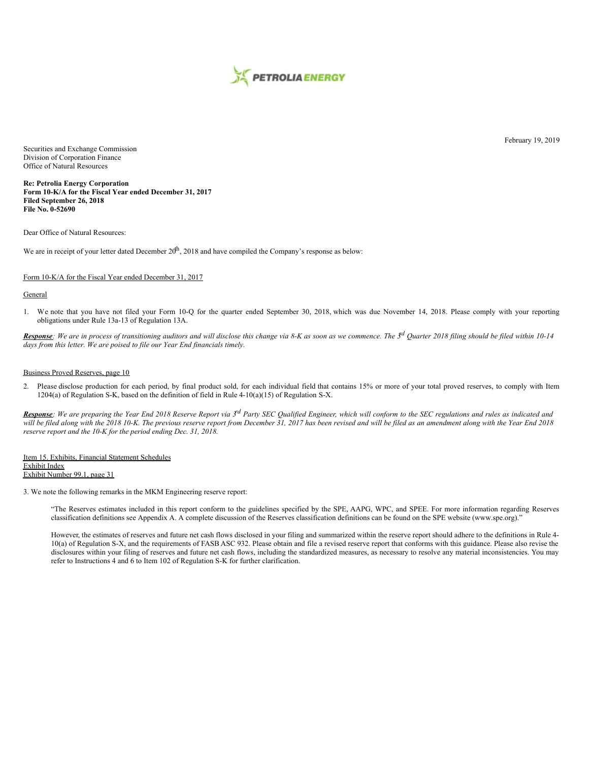PETROLIA ENERGY

February 19, 2019

Securities and Exchange Commission
Division of Corporation Finance
Office of Natural Resources

**Re: Petrolia Energy Corporation**
**Form 10-K/A for the Fiscal Year ended December 31, 2017**
**Filed September 26, 2018**
**File No. 0-52690**

Dear Office of Natural Resources:

We are in receipt of your letter dated December 20th, 2018 and have compiled the Company's response as below:

Form 10-K/A for the Fiscal Year ended December 31, 2017

General

1. We note that you have not filed your Form 10-Q for the quarter ended September 30, 2018, which was due November 14, 2018. Please comply with your reporting obligations under Rule 13a-13 of Regulation 13A.

***Response***: *We are in process of transitioning auditors and will disclose this change via 8-K as soon as we commence. The 3rd Quarter 2018 filing should be filed within 10-14 days from this letter. We are poised to file our Year End financials timely.*

Business Proved Reserves, page 10

2. Please disclose production for each period, by final product sold, for each individual field that contains 15% or more of your total proved reserves, to comply with Item 1204(a) of Regulation S-K, based on the definition of field in Rule 4-10(a)(15) of Regulation S-X.

***Response***: *We are preparing the Year End 2018 Reserve Report via 3rd Party SEC Qualified Engineer, which will conform to the SEC regulations and rules as indicated and will be filed along with the 2018 10-K. The previous reserve report from December 31, 2017 has been revised and will be filed as an amendment along with the Year End 2018 reserve report and the 10-K for the period ending Dec. 31, 2018.*

Item 15. Exhibits, Financial Statement Schedules
Exhibit Index
Exhibit Number 99.1, page 31

3. We note the following remarks in the MKM Engineering reserve report:

> "The Reserves estimates included in this report conform to the guidelines specified by the SPE, AAPG, WPC, and SPEE. For more information regarding Reserves classification definitions see Appendix A. A complete discussion of the Reserves classification definitions can be found on the SPE website (www.spe.org)."
>
> However, the estimates of reserves and future net cash flows disclosed in your filing and summarized within the reserve report should adhere to the definitions in Rule 4-10(a) of Regulation S-X, and the requirements of FASB ASC 932. Please obtain and file a revised reserve report that conforms with this guidance. Please also revise the disclosures within your filing of reserves and future net cash flows, including the standardized measures, as necessary to resolve any material inconsistencies. You may refer to Instructions 4 and 6 to Item 102 of Regulation S-K for further clarification.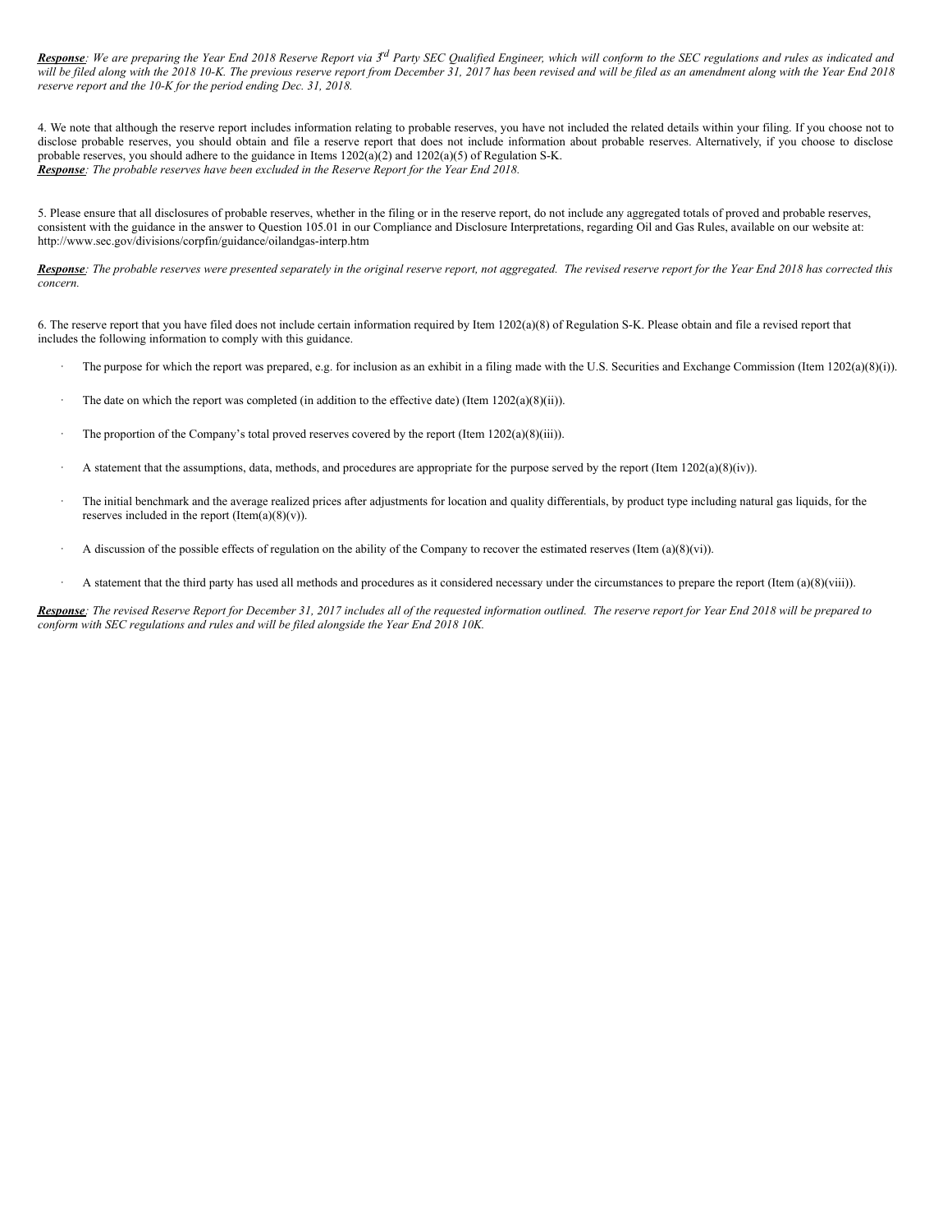***Response***: *We are preparing the Year End 2018 Reserve Report via 3rd Party SEC Qualified Engineer, which will conform to the SEC regulations and rules as indicated and will be filed along with the 2018 10-K. The previous reserve report from December 31, 2017 has been revised and will be filed as an amendment along with the Year End 2018 reserve report and the 10-K for the period ending Dec. 31, 2018.*

4. We note that although the reserve report includes information relating to probable reserves, you have not included the related details within your filing. If you choose not to disclose probable reserves, you should obtain and file a reserve report that does not include information about probable reserves. Alternatively, if you choose to disclose probable reserves, you should adhere to the guidance in Items 1202(a)(2) and 1202(a)(5) of Regulation S-K.
***Response***: *The probable reserves have been excluded in the Reserve Report for the Year End 2018.*

5. Please ensure that all disclosures of probable reserves, whether in the filing or in the reserve report, do not include any aggregated totals of proved and probable reserves, consistent with the guidance in the answer to Question 105.01 in our Compliance and Disclosure Interpretations, regarding Oil and Gas Rules, available on our website at: http://www.sec.gov/divisions/corpfin/guidance/oilandgas-interp.htm

***Response***: *The probable reserves were presented separately in the original reserve report, not aggregated. The revised reserve report for the Year End 2018 has corrected this concern.*

6. The reserve report that you have filed does not include certain information required by Item 1202(a)(8) of Regulation S-K. Please obtain and file a revised report that includes the following information to comply with this guidance.

- The purpose for which the report was prepared, e.g. for inclusion as an exhibit in a filing made with the U.S. Securities and Exchange Commission (Item 1202(a)(8)(i)).
- The date on which the report was completed (in addition to the effective date) (Item 1202(a)(8)(ii)).
- The proportion of the Company's total proved reserves covered by the report (Item 1202(a)(8)(iii)).
- A statement that the assumptions, data, methods, and procedures are appropriate for the purpose served by the report (Item 1202(a)(8)(iv)).
- The initial benchmark and the average realized prices after adjustments for location and quality differentials, by product type including natural gas liquids, for the reserves included in the report (Item(a)(8)(v)).
- A discussion of the possible effects of regulation on the ability of the Company to recover the estimated reserves (Item (a)(8)(vi)).
- A statement that the third party has used all methods and procedures as it considered necessary under the circumstances to prepare the report (Item (a)(8)(viii)).

***Response***: *The revised Reserve Report for December 31, 2017 includes all of the requested information outlined. The reserve report for Year End 2018 will be prepared to conform with SEC regulations and rules and will be filed alongside the Year End 2018 10K.*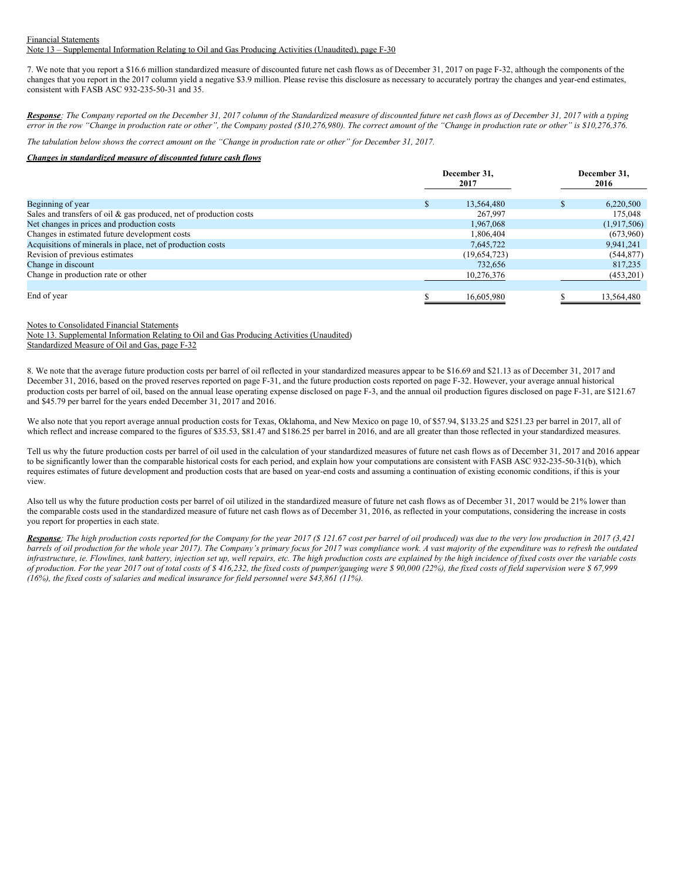Financial Statements

Note 13 – Supplemental Information Relating to Oil and Gas Producing Activities (Unaudited), page F-30

7. We note that you report a $16.6 million standardized measure of discounted future net cash flows as of December 31, 2017 on page F-32, although the components of the changes that you report in the 2017 column yield a negative $3.9 million. Please revise this disclosure as necessary to accurately portray the changes and year-end estimates, consistent with FASB ASC 932-235-50-31 and 35.

***Response***: *The Company reported on the December 31, 2017 column of the Standardized measure of discounted future net cash flows as of December 31, 2017 with a typing error in the row "Change in production rate or other", the Company posted ($10,276,980). The correct amount of the "Change in production rate or other" is $10,276,376.*

*The tabulation below shows the correct amount on the "Change in production rate or other" for December 31, 2017.*

***Changes in standardized measure of discounted future cash flows***

| | December 31, 2017 | December 31, 2016 |
|---|---|---|
| Beginning of year | $ 13,564,480 | $ 6,220,500 |
| Sales and transfers of oil & gas produced, net of production costs | 267,997 | 175,048 |
| Net changes in prices and production costs | 1,967,068 | (1,917,506) |
| Changes in estimated future development costs | 1,806,404 | (673,960) |
| Acquisitions of minerals in place, net of production costs | 7,645,722 | 9,941,241 |
| Revision of previous estimates | (19,654,723) | (544,877) |
| Change in discount | 732,656 | 817,235 |
| Change in production rate or other | 10,276,376 | (453,201) |
| | | |
| End of year | $ 16,605,980 | $ 13,564,480 |

Notes to Consolidated Financial Statements

Note 13. Supplemental Information Relating to Oil and Gas Producing Activities (Unaudited)

Standardized Measure of Oil and Gas, page F-32

8. We note that the average future production costs per barrel of oil reflected in your standardized measures appear to be $16.69 and $21.13 as of December 31, 2017 and December 31, 2016, based on the proved reserves reported on page F-31, and the future production costs reported on page F-32. However, your average annual historical production costs per barrel of oil, based on the annual lease operating expense disclosed on page F-3, and the annual oil production figures disclosed on page F-31, are $121.67 and $45.79 per barrel for the years ended December 31, 2017 and 2016.

We also note that you report average annual production costs for Texas, Oklahoma, and New Mexico on page 10, of $57.94, $133.25 and $251.23 per barrel in 2017, all of which reflect and increase compared to the figures of $35.53, $81.47 and $186.25 per barrel in 2016, and are all greater than those reflected in your standardized measures.

Tell us why the future production costs per barrel of oil used in the calculation of your standardized measures of future net cash flows as of December 31, 2017 and 2016 appear to be significantly lower than the comparable historical costs for each period, and explain how your computations are consistent with FASB ASC 932-235-50-31(b), which requires estimates of future development and production costs that are based on year-end costs and assuming a continuation of existing economic conditions, if this is your view.

Also tell us why the future production costs per barrel of oil utilized in the standardized measure of future net cash flows as of December 31, 2017 would be 21% lower than the comparable costs used in the standardized measure of future net cash flows as of December 31, 2016, as reflected in your computations, considering the increase in costs you report for properties in each state.

***Response***: *The high production costs reported for the Company for the year 2017 ($ 121.67 cost per barrel of oil produced) was due to the very low production in 2017 (3,421 barrels of oil production for the whole year 2017). The Company's primary focus for 2017 was compliance work. A vast majority of the expenditure was to refresh the outdated infrastructure, ie. Flowlines, tank battery, injection set up, well repairs, etc. The high production costs are explained by the high incidence of fixed costs over the variable costs of production. For the year 2017 out of total costs of $ 416,232, the fixed costs of pumper/gauging were $ 90,000 (22%), the fixed costs of field supervision were $ 67,999 (16%), the fixed costs of salaries and medical insurance for field personnel were $43,861 (11%).*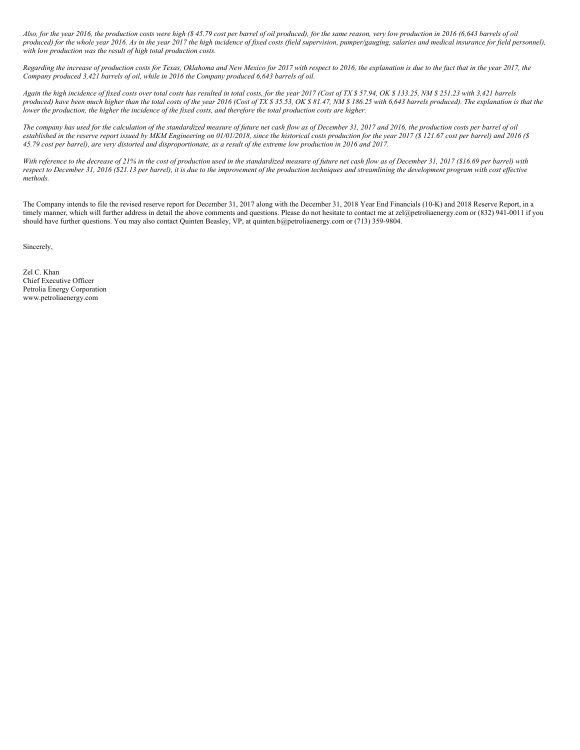*Also, for the year 2016, the production costs were high ($ 45.79 cost per barrel of oil produced), for the same reason, very low production in 2016 (6,643 barrels of oil produced) for the whole year 2016. As in the year 2017 the high incidence of fixed costs (field supervision, pumper/gauging, salaries and medical insurance for field personnel), with low production was the result of high total production costs.*

*Regarding the increase of production costs for Texas, Oklahoma and New Mexico for 2017 with respect to 2016, the explanation is due to the fact that in the year 2017, the Company produced 3,421 barrels of oil, while in 2016 the Company produced 6,643 barrels of oil.*

*Again the high incidence of fixed costs over total costs has resulted in total costs, for the year 2017 (Cost of TX $ 57.94, OK $ 133.25, NM $ 251.23 with 3,421 barrels produced) have been much higher than the total costs of the year 2016 (Cost of TX $ 35.53, OK $ 81.47, NM $ 186.25 with 6,643 barrels produced). The explanation is that the lower the production, the higher the incidence of the fixed costs, and therefore the total production costs are higher.*

*The company has used for the calculation of the standardized measure of future net cash flow as of December 31, 2017 and 2016, the production costs per barrel of oil established in the reserve report issued by MKM Engineering on 01/01/2018, since the historical costs production for the year 2017 ($ 121.67 cost per barrel) and 2016 ($ 45.79 cost per barrel), are very distorted and disproportionate, as a result of the extreme low production in 2016 and 2017.*

*With reference to the decrease of 21% in the cost of production used in the standardized measure of future net cash flow as of December 31, 2017 ($16.69 per barrel) with respect to December 31, 2016 ($21.13 per barrel), it is due to the improvement of the production techniques and streamlining the development program with cost effective methods.*

The Company intends to file the revised reserve report for December 31, 2017 along with the December 31, 2018 Year End Financials (10-K) and 2018 Reserve Report, in a timely manner, which will further address in detail the above comments and questions. Please do not hesitate to contact me at zel@petroliaenergy.com or (832) 941-0011 if you should have further questions. You may also contact Quinten Beasley, VP, at quinten.b@petroliaenergy.com or (713) 359-9804.

Sincerely,

Zel C. Khan
Chief Executive Officer
Petrolia Energy Corporation
www.petroliaenergy.com